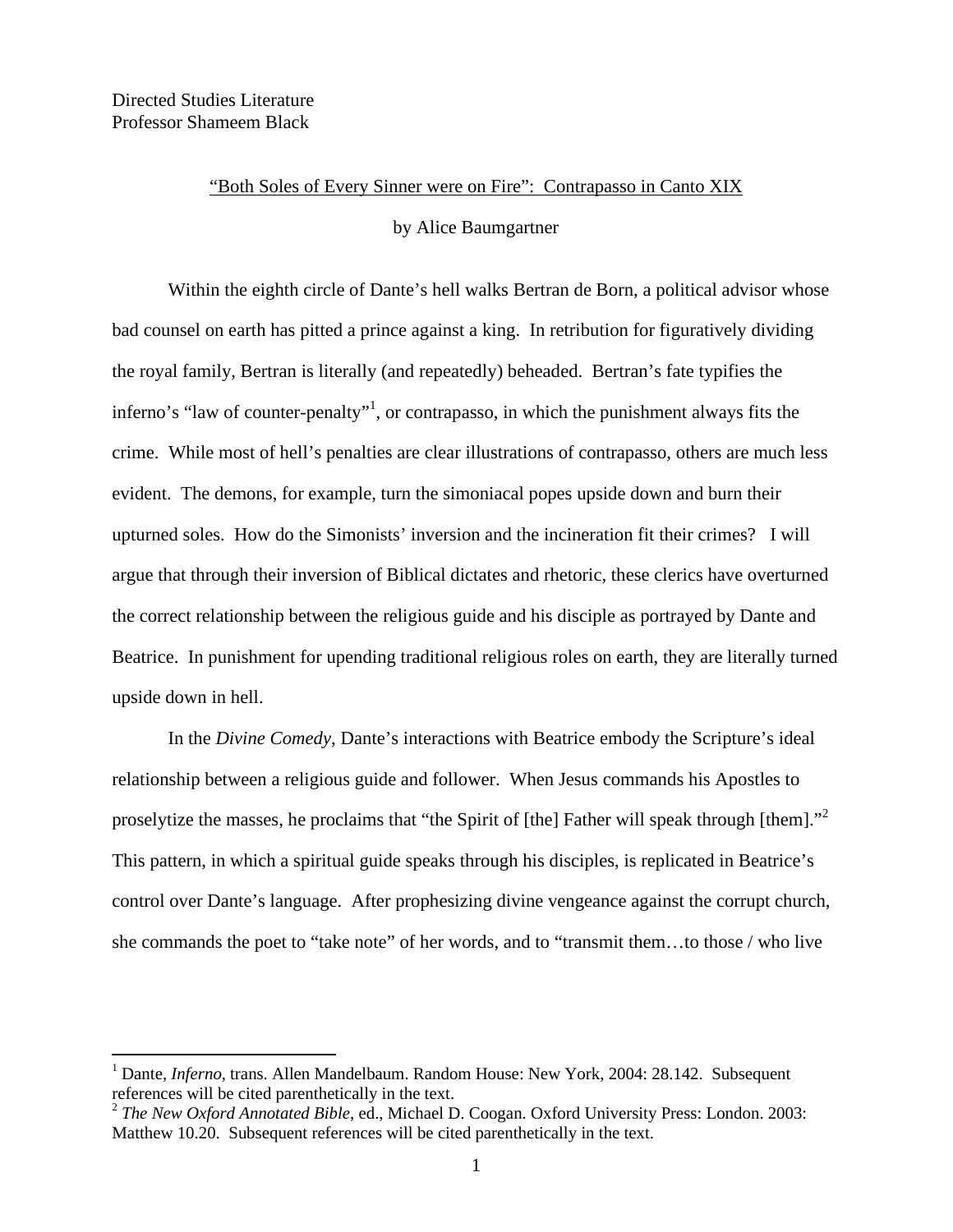Directed Studies Literature
Professor Shameem Black

"Both Soles of Every Sinner were on Fire": Contrapasso in Canto XIX

by Alice Baumgartner

Within the eighth circle of Dante's hell walks Bertran de Born, a political advisor whose bad counsel on earth has pitted a prince against a king. In retribution for figuratively dividing the royal family, Bertran is literally (and repeatedly) beheaded. Bertran's fate typifies the inferno's "law of counter-penalty"[1], or contrapasso, in which the punishment always fits the crime. While most of hell's penalties are clear illustrations of contrapasso, others are much less evident. The demons, for example, turn the simoniacal popes upside down and burn their upturned soles. How do the Simonists' inversion and the incineration fit their crimes? I will argue that through their inversion of Biblical dictates and rhetoric, these clerics have overturned the correct relationship between the religious guide and his disciple as portrayed by Dante and Beatrice. In punishment for upending traditional religious roles on earth, they are literally turned upside down in hell.

In the *Divine Comedy*, Dante's interactions with Beatrice embody the Scripture's ideal relationship between a religious guide and follower. When Jesus commands his Apostles to proselytize the masses, he proclaims that "the Spirit of [the] Father will speak through [them]."[2] This pattern, in which a spiritual guide speaks through his disciples, is replicated in Beatrice's control over Dante's language. After prophesizing divine vengeance against the corrupt church, she commands the poet to "take note" of her words, and to "transmit them…to those / who live

---

[1] Dante, *Inferno*, trans. Allen Mandelbaum. Random House: New York, 2004: 28.142. Subsequent references will be cited parenthetically in the text.

[2] *The New Oxford Annotated Bible*, ed., Michael D. Coogan. Oxford University Press: London. 2003: Matthew 10.20. Subsequent references will be cited parenthetically in the text.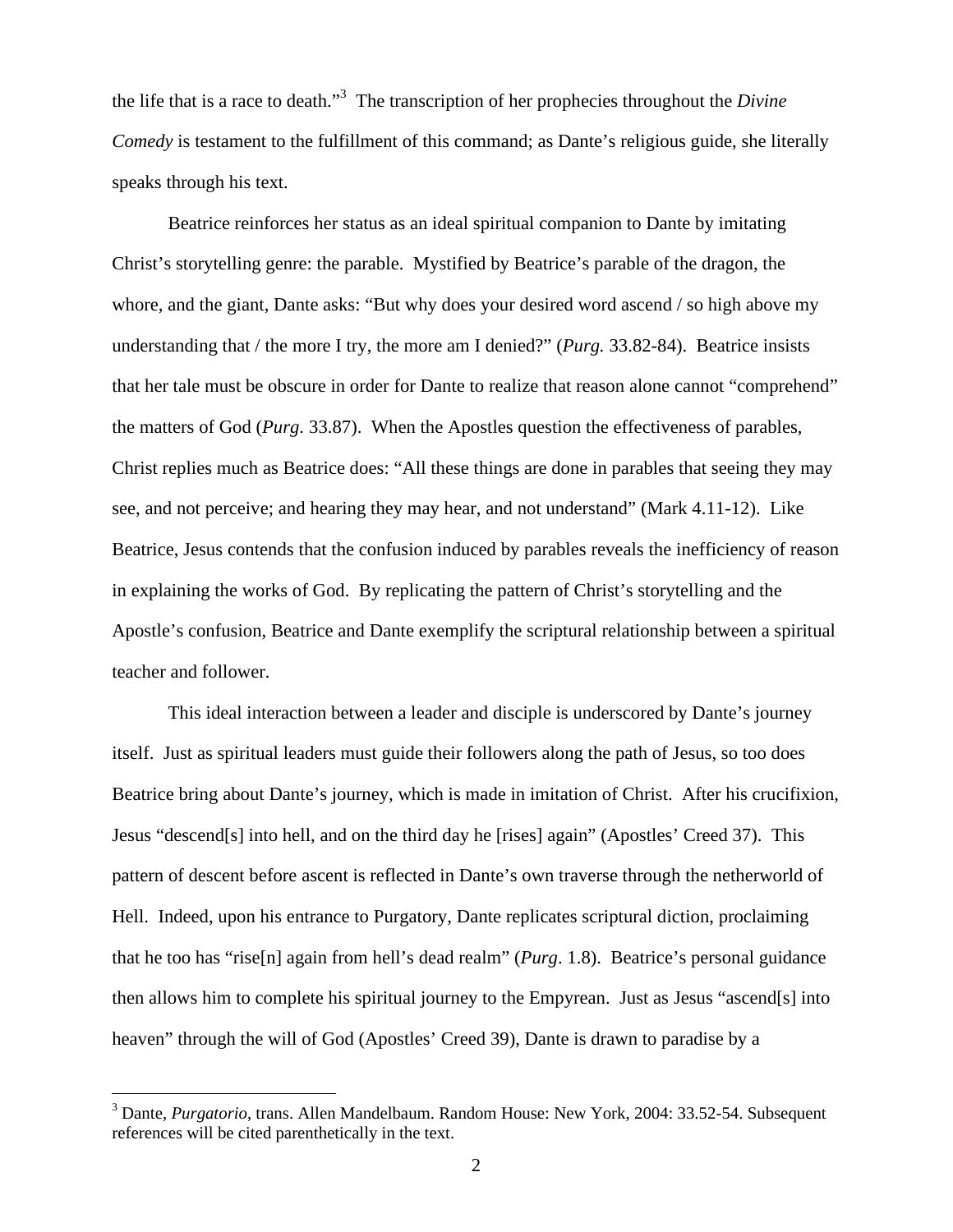the life that is a race to death."[3] The transcription of her prophecies throughout the *Divine Comedy* is testament to the fulfillment of this command; as Dante's religious guide, she literally speaks through his text.

Beatrice reinforces her status as an ideal spiritual companion to Dante by imitating Christ's storytelling genre: the parable. Mystified by Beatrice's parable of the dragon, the whore, and the giant, Dante asks: "But why does your desired word ascend / so high above my understanding that / the more I try, the more am I denied?" (*Purg.* 33.82-84). Beatrice insists that her tale must be obscure in order for Dante to realize that reason alone cannot "comprehend" the matters of God (*Purg*. 33.87). When the Apostles question the effectiveness of parables, Christ replies much as Beatrice does: "All these things are done in parables that seeing they may see, and not perceive; and hearing they may hear, and not understand" (Mark 4.11-12). Like Beatrice, Jesus contends that the confusion induced by parables reveals the inefficiency of reason in explaining the works of God. By replicating the pattern of Christ's storytelling and the Apostle's confusion, Beatrice and Dante exemplify the scriptural relationship between a spiritual teacher and follower.

This ideal interaction between a leader and disciple is underscored by Dante's journey itself. Just as spiritual leaders must guide their followers along the path of Jesus, so too does Beatrice bring about Dante's journey, which is made in imitation of Christ. After his crucifixion, Jesus "descend[s] into hell, and on the third day he [rises] again" (Apostles' Creed 37). This pattern of descent before ascent is reflected in Dante's own traverse through the netherworld of Hell. Indeed, upon his entrance to Purgatory, Dante replicates scriptural diction, proclaiming that he too has "rise[n] again from hell's dead realm" (*Purg*. 1.8). Beatrice's personal guidance then allows him to complete his spiritual journey to the Empyrean. Just as Jesus "ascend[s] into heaven" through the will of God (Apostles' Creed 39), Dante is drawn to paradise by a

[3] Dante, *Purgatorio*, trans. Allen Mandelbaum. Random House: New York, 2004: 33.52-54. Subsequent references will be cited parenthetically in the text.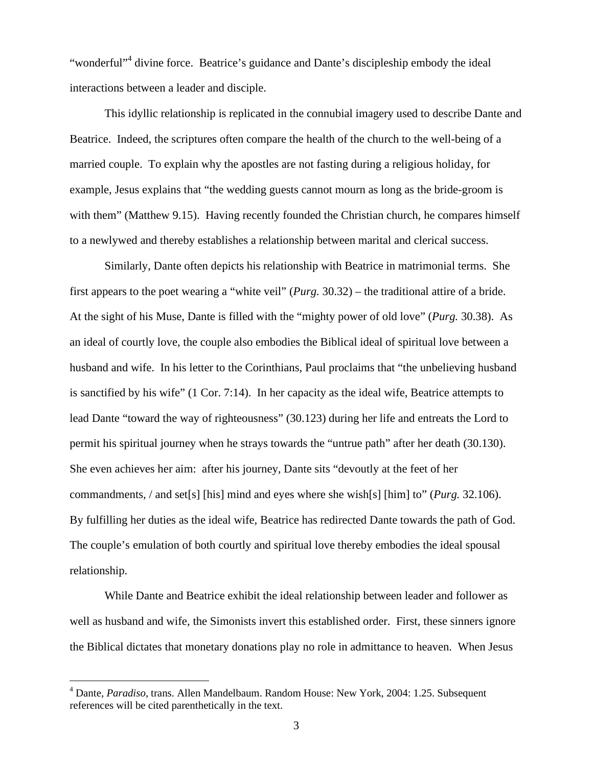"wonderful"[4] divine force. Beatrice's guidance and Dante's discipleship embody the ideal interactions between a leader and disciple.

This idyllic relationship is replicated in the connubial imagery used to describe Dante and Beatrice. Indeed, the scriptures often compare the health of the church to the well-being of a married couple. To explain why the apostles are not fasting during a religious holiday, for example, Jesus explains that "the wedding guests cannot mourn as long as the bride-groom is with them" (Matthew 9.15). Having recently founded the Christian church, he compares himself to a newlywed and thereby establishes a relationship between marital and clerical success.

Similarly, Dante often depicts his relationship with Beatrice in matrimonial terms. She first appears to the poet wearing a "white veil" (*Purg.* 30.32) – the traditional attire of a bride. At the sight of his Muse, Dante is filled with the "mighty power of old love" (*Purg.* 30.38). As an ideal of courtly love, the couple also embodies the Biblical ideal of spiritual love between a husband and wife. In his letter to the Corinthians, Paul proclaims that "the unbelieving husband is sanctified by his wife" (1 Cor. 7:14). In her capacity as the ideal wife, Beatrice attempts to lead Dante "toward the way of righteousness" (30.123) during her life and entreats the Lord to permit his spiritual journey when he strays towards the "untrue path" after her death (30.130). She even achieves her aim: after his journey, Dante sits "devoutly at the feet of her commandments, / and set[s] [his] mind and eyes where she wish[s] [him] to" (*Purg.* 32.106). By fulfilling her duties as the ideal wife, Beatrice has redirected Dante towards the path of God. The couple's emulation of both courtly and spiritual love thereby embodies the ideal spousal relationship.

While Dante and Beatrice exhibit the ideal relationship between leader and follower as well as husband and wife, the Simonists invert this established order. First, these sinners ignore the Biblical dictates that monetary donations play no role in admittance to heaven. When Jesus

---

[4] Dante, *Paradiso*, trans. Allen Mandelbaum. Random House: New York, 2004: 1.25. Subsequent references will be cited parenthetically in the text.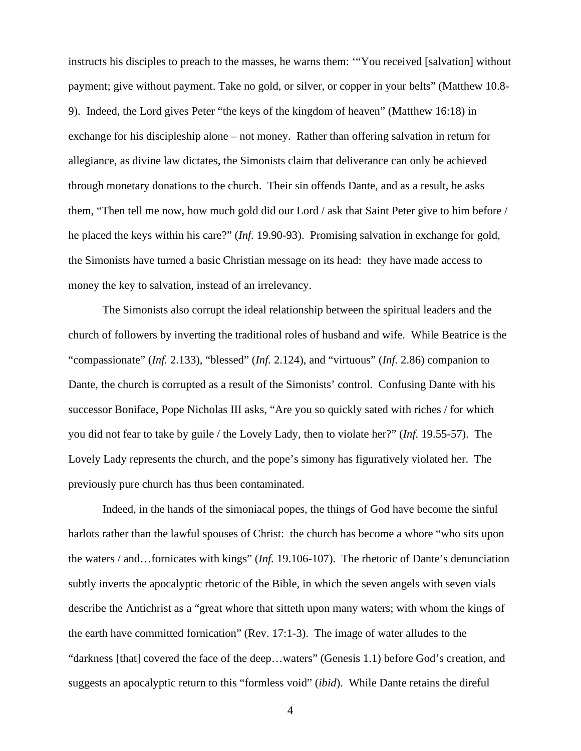instructs his disciples to preach to the masses, he warns them: '"You received [salvation] without payment; give without payment. Take no gold, or silver, or copper in your belts" (Matthew 10.8-9). Indeed, the Lord gives Peter "the keys of the kingdom of heaven" (Matthew 16:18) in exchange for his discipleship alone – not money. Rather than offering salvation in return for allegiance, as divine law dictates, the Simonists claim that deliverance can only be achieved through monetary donations to the church. Their sin offends Dante, and as a result, he asks them, "Then tell me now, how much gold did our Lord / ask that Saint Peter give to him before / he placed the keys within his care?" (*Inf.* 19.90-93). Promising salvation in exchange for gold, the Simonists have turned a basic Christian message on its head: they have made access to money the key to salvation, instead of an irrelevancy.

The Simonists also corrupt the ideal relationship between the spiritual leaders and the church of followers by inverting the traditional roles of husband and wife. While Beatrice is the "compassionate" (*Inf.* 2.133), "blessed" (*Inf.* 2.124), and "virtuous" (*Inf.* 2.86) companion to Dante, the church is corrupted as a result of the Simonists' control. Confusing Dante with his successor Boniface, Pope Nicholas III asks, "Are you so quickly sated with riches / for which you did not fear to take by guile / the Lovely Lady, then to violate her?" (*Inf.* 19.55-57). The Lovely Lady represents the church, and the pope's simony has figuratively violated her. The previously pure church has thus been contaminated.

Indeed, in the hands of the simoniacal popes, the things of God have become the sinful harlots rather than the lawful spouses of Christ: the church has become a whore "who sits upon the waters / and…fornicates with kings" (*Inf.* 19.106-107). The rhetoric of Dante's denunciation subtly inverts the apocalyptic rhetoric of the Bible, in which the seven angels with seven vials describe the Antichrist as a "great whore that sitteth upon many waters; with whom the kings of the earth have committed fornication" (Rev. 17:1-3). The image of water alludes to the "darkness [that] covered the face of the deep…waters" (Genesis 1.1) before God's creation, and suggests an apocalyptic return to this "formless void" (*ibid*). While Dante retains the direful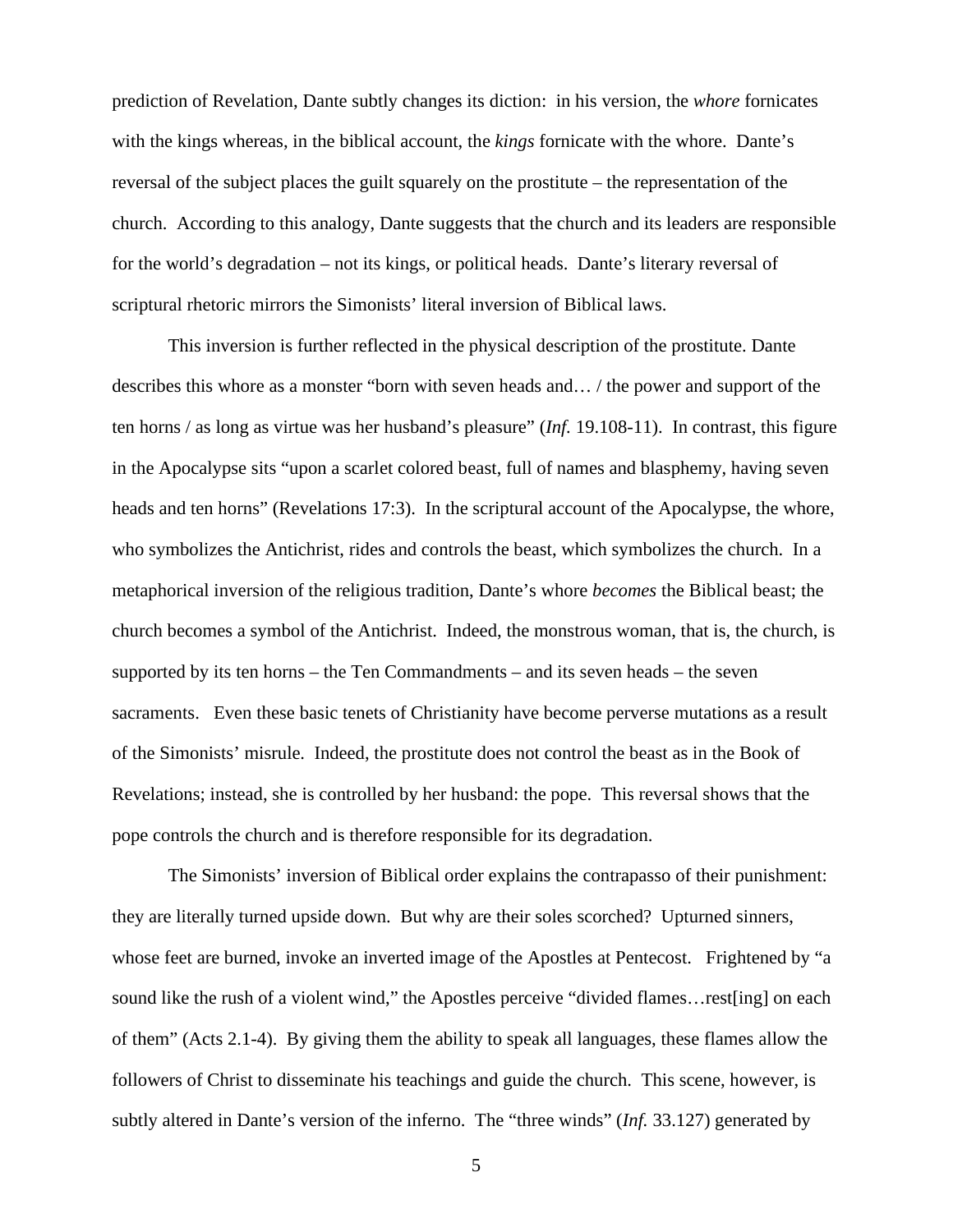prediction of Revelation, Dante subtly changes its diction:  in his version, the *whore* fornicates with the kings whereas, in the biblical account, the *kings* fornicate with the whore.  Dante's reversal of the subject places the guilt squarely on the prostitute – the representation of the church.  According to this analogy, Dante suggests that the church and its leaders are responsible for the world's degradation – not its kings, or political heads.  Dante's literary reversal of scriptural rhetoric mirrors the Simonists' literal inversion of Biblical laws.

This inversion is further reflected in the physical description of the prostitute. Dante describes this whore as a monster "born with seven heads and… / the power and support of the ten horns / as long as virtue was her husband's pleasure" (*Inf.* 19.108-11).  In contrast, this figure in the Apocalypse sits "upon a scarlet colored beast, full of names and blasphemy, having seven heads and ten horns" (Revelations 17:3).  In the scriptural account of the Apocalypse, the whore, who symbolizes the Antichrist, rides and controls the beast, which symbolizes the church.  In a metaphorical inversion of the religious tradition, Dante's whore *becomes* the Biblical beast; the church becomes a symbol of the Antichrist.  Indeed, the monstrous woman, that is, the church, is supported by its ten horns – the Ten Commandments – and its seven heads – the seven sacraments.   Even these basic tenets of Christianity have become perverse mutations as a result of the Simonists' misrule.  Indeed, the prostitute does not control the beast as in the Book of Revelations; instead, she is controlled by her husband: the pope.  This reversal shows that the pope controls the church and is therefore responsible for its degradation.

The Simonists' inversion of Biblical order explains the contrapasso of their punishment: they are literally turned upside down.  But why are their soles scorched?  Upturned sinners, whose feet are burned, invoke an inverted image of the Apostles at Pentecost.   Frightened by "a sound like the rush of a violent wind," the Apostles perceive "divided flames…rest[ing] on each of them" (Acts 2.1-4).  By giving them the ability to speak all languages, these flames allow the followers of Christ to disseminate his teachings and guide the church.  This scene, however, is subtly altered in Dante's version of the inferno.  The "three winds" (*Inf.* 33.127) generated by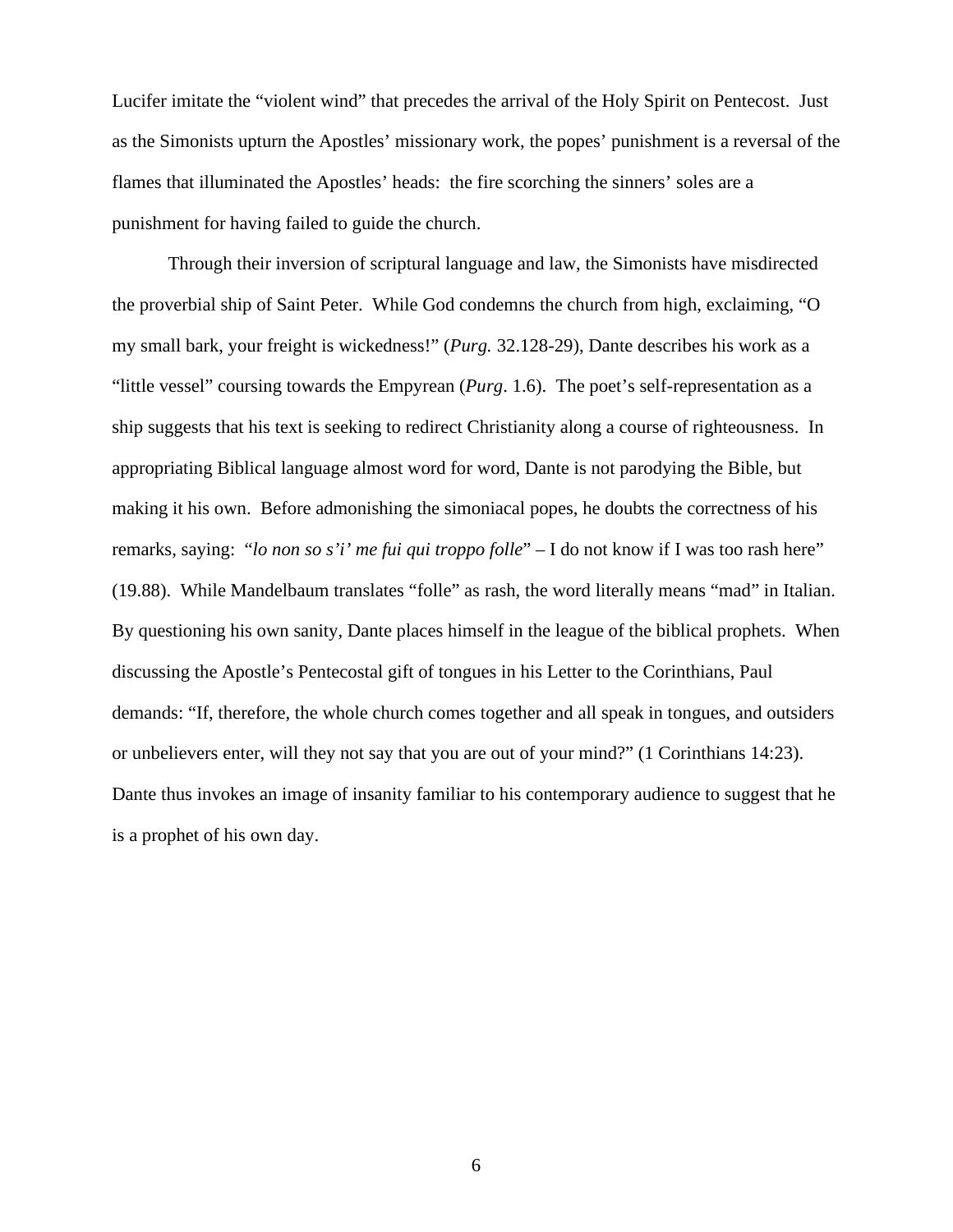Lucifer imitate the "violent wind" that precedes the arrival of the Holy Spirit on Pentecost. Just as the Simonists upturn the Apostles' missionary work, the popes' punishment is a reversal of the flames that illuminated the Apostles' heads: the fire scorching the sinners' soles are a punishment for having failed to guide the church.

Through their inversion of scriptural language and law, the Simonists have misdirected the proverbial ship of Saint Peter. While God condemns the church from high, exclaiming, "O my small bark, your freight is wickedness!" (*Purg.* 32.128-29), Dante describes his work as a "little vessel" coursing towards the Empyrean (*Purg*. 1.6). The poet's self-representation as a ship suggests that his text is seeking to redirect Christianity along a course of righteousness. In appropriating Biblical language almost word for word, Dante is not parodying the Bible, but making it his own. Before admonishing the simoniacal popes, he doubts the correctness of his remarks, saying: "*lo non so s'i' me fui qui troppo folle*" – I do not know if I was too rash here" (19.88). While Mandelbaum translates "folle" as rash, the word literally means "mad" in Italian. By questioning his own sanity, Dante places himself in the league of the biblical prophets. When discussing the Apostle's Pentecostal gift of tongues in his Letter to the Corinthians, Paul demands: "If, therefore, the whole church comes together and all speak in tongues, and outsiders or unbelievers enter, will they not say that you are out of your mind?" (1 Corinthians 14:23). Dante thus invokes an image of insanity familiar to his contemporary audience to suggest that he is a prophet of his own day.